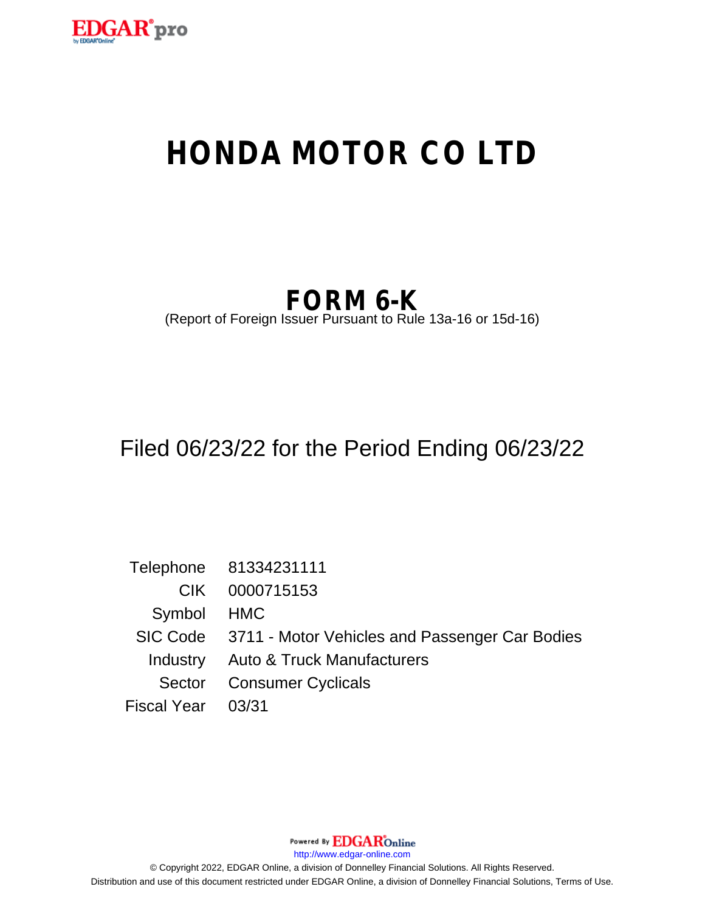# HONDA MOTOR CO LTD

## FORM 6-K

(Report of Foreign Issuer Pursuant to Rule 13a-16 or 15d-16)

Filed 06/23/22 for the Period Ending 06/23/22

| | |
|---|---|
| Telephone | 81334231111 |
| CIK | 0000715153 |
| Symbol | HMC |
| SIC Code | 3711 - Motor Vehicles and Passenger Car Bodies |
| Industry | Auto & Truck Manufacturers |
| Sector | Consumer Cyclicals |
| Fiscal Year | 03/31 |

Powered By EDGAR Online

http://www.edgar-online.com

© Copyright 2022, EDGAR Online, a division of Donnelley Financial Solutions. All Rights Reserved.
Distribution and use of this document restricted under EDGAR Online, a division of Donnelley Financial Solutions, Terms of Use.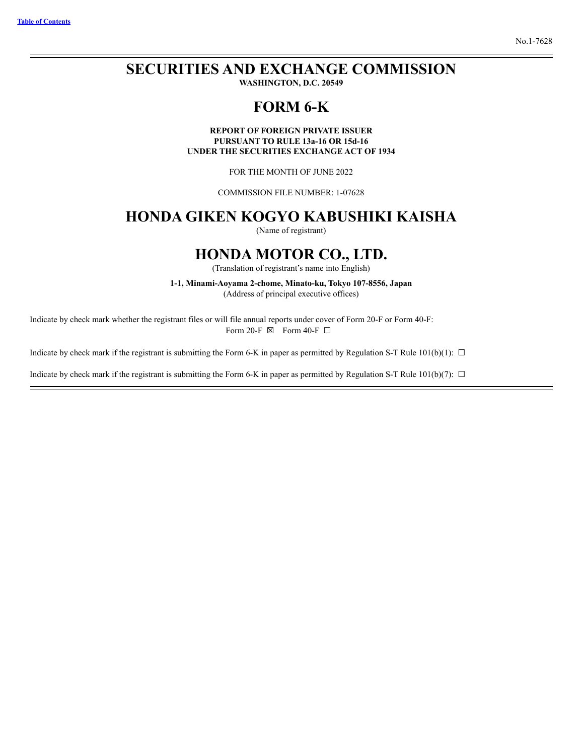[Table of Contents](#)

No.1-7628

# SECURITIES AND EXCHANGE COMMISSION

**WASHINGTON, D.C. 20549**

# FORM 6-K

**REPORT OF FOREIGN PRIVATE ISSUER**
**PURSUANT TO RULE 13a-16 OR 15d-16**
**UNDER THE SECURITIES EXCHANGE ACT OF 1934**

FOR THE MONTH OF JUNE 2022

COMMISSION FILE NUMBER: 1-07628

# HONDA GIKEN KOGYO KABUSHIKI KAISHA

(Name of registrant)

# HONDA MOTOR CO., LTD.

(Translation of registrant's name into English)

**1-1, Minami-Aoyama 2-chome, Minato-ku, Tokyo 107-8556, Japan**
(Address of principal executive offices)

Indicate by check mark whether the registrant files or will file annual reports under cover of Form 20-F or Form 40-F:
Form 20-F ☒ Form 40-F ☐

Indicate by check mark if the registrant is submitting the Form 6-K in paper as permitted by Regulation S-T Rule 101(b)(1): ☐

Indicate by check mark if the registrant is submitting the Form 6-K in paper as permitted by Regulation S-T Rule 101(b)(7): ☐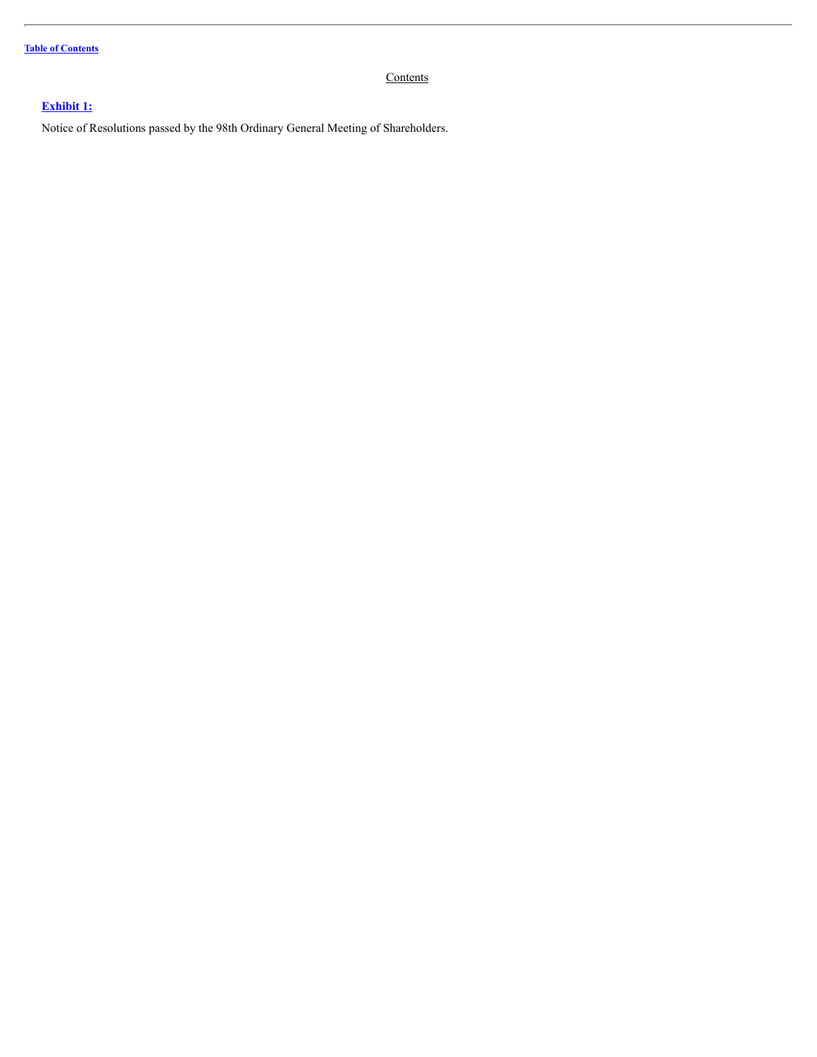[Table of Contents](#)

Contents

[**Exhibit 1:**](#)

Notice of Resolutions passed by the 98th Ordinary General Meeting of Shareholders.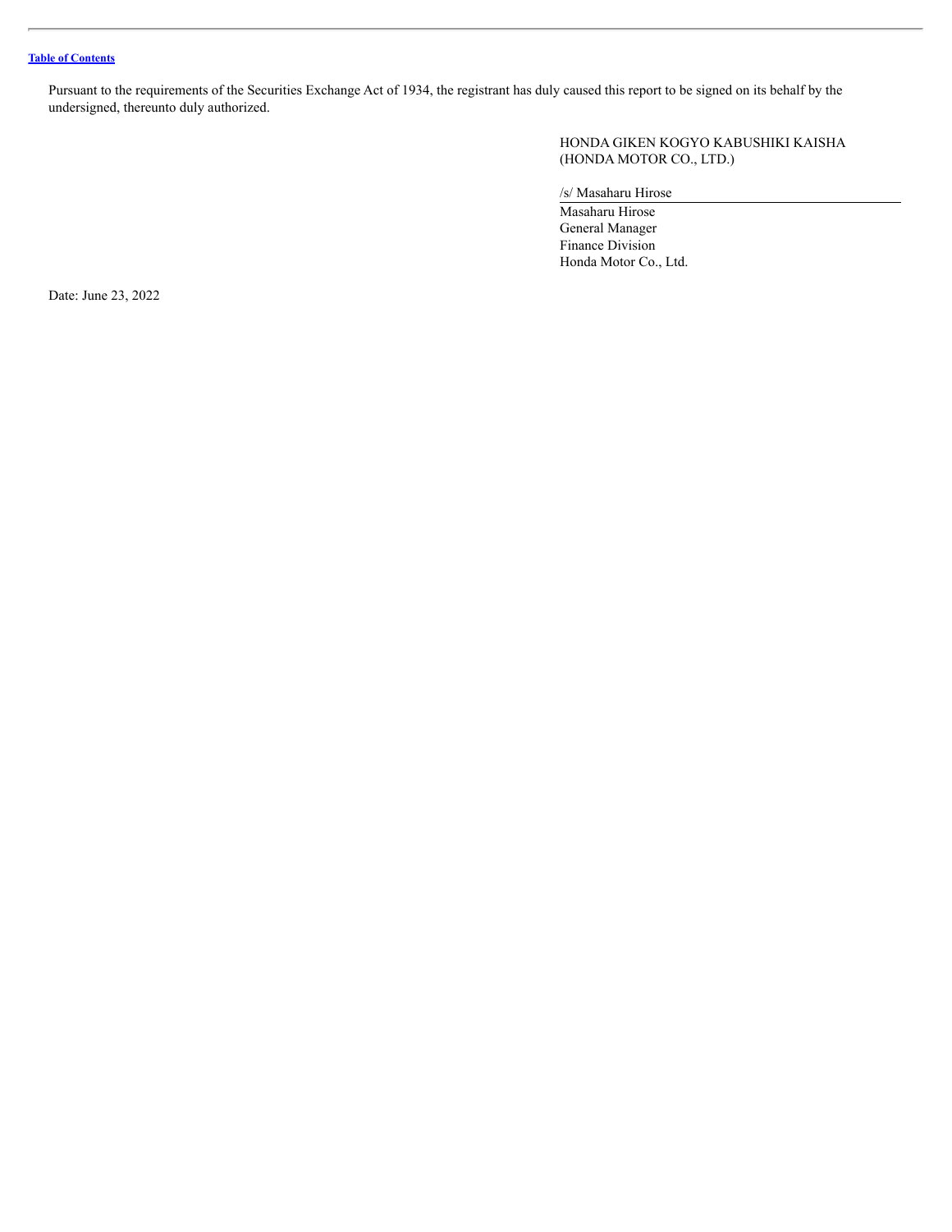Pursuant to the requirements of the Securities Exchange Act of 1934, the registrant has duly caused this report to be signed on its behalf by the undersigned, thereunto duly authorized.

HONDA GIKEN KOGYO KABUSHIKI KAISHA
(HONDA MOTOR CO., LTD.)

/s/ Masaharu Hirose

Masaharu Hirose
General Manager
Finance Division
Honda Motor Co., Ltd.

Date: June 23, 2022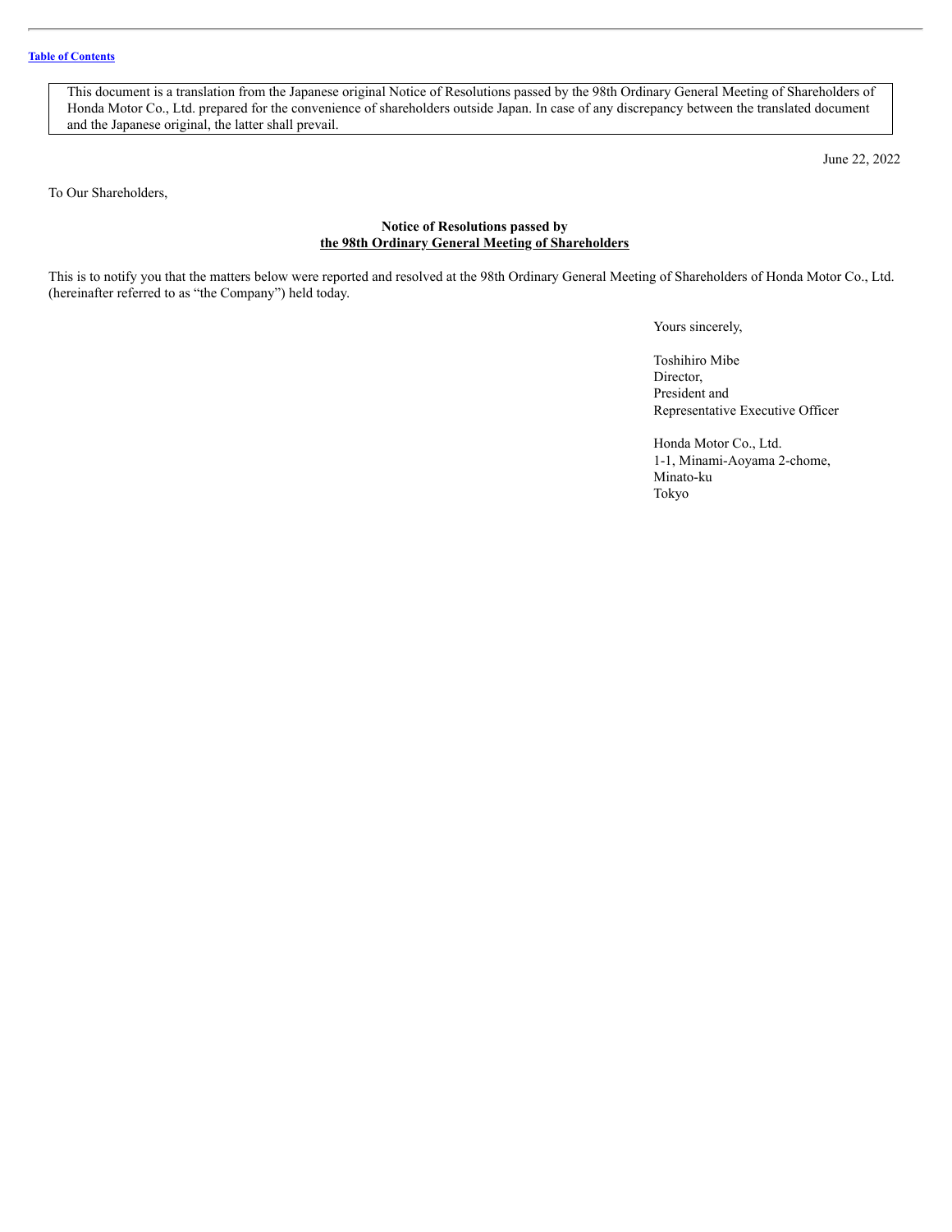[Table of Contents](#)

> This document is a translation from the Japanese original Notice of Resolutions passed by the 98th Ordinary General Meeting of Shareholders of Honda Motor Co., Ltd. prepared for the convenience of shareholders outside Japan. In case of any discrepancy between the translated document and the Japanese original, the latter shall prevail.

June 22, 2022

To Our Shareholders,

**Notice of Resolutions passed by**
**the 98th Ordinary General Meeting of Shareholders**

This is to notify you that the matters below were reported and resolved at the 98th Ordinary General Meeting of Shareholders of Honda Motor Co., Ltd. (hereinafter referred to as "the Company") held today.

Yours sincerely,

Toshihiro Mibe
Director,
President and
Representative Executive Officer

Honda Motor Co., Ltd.
1-1, Minami-Aoyama 2-chome,
Minato-ku
Tokyo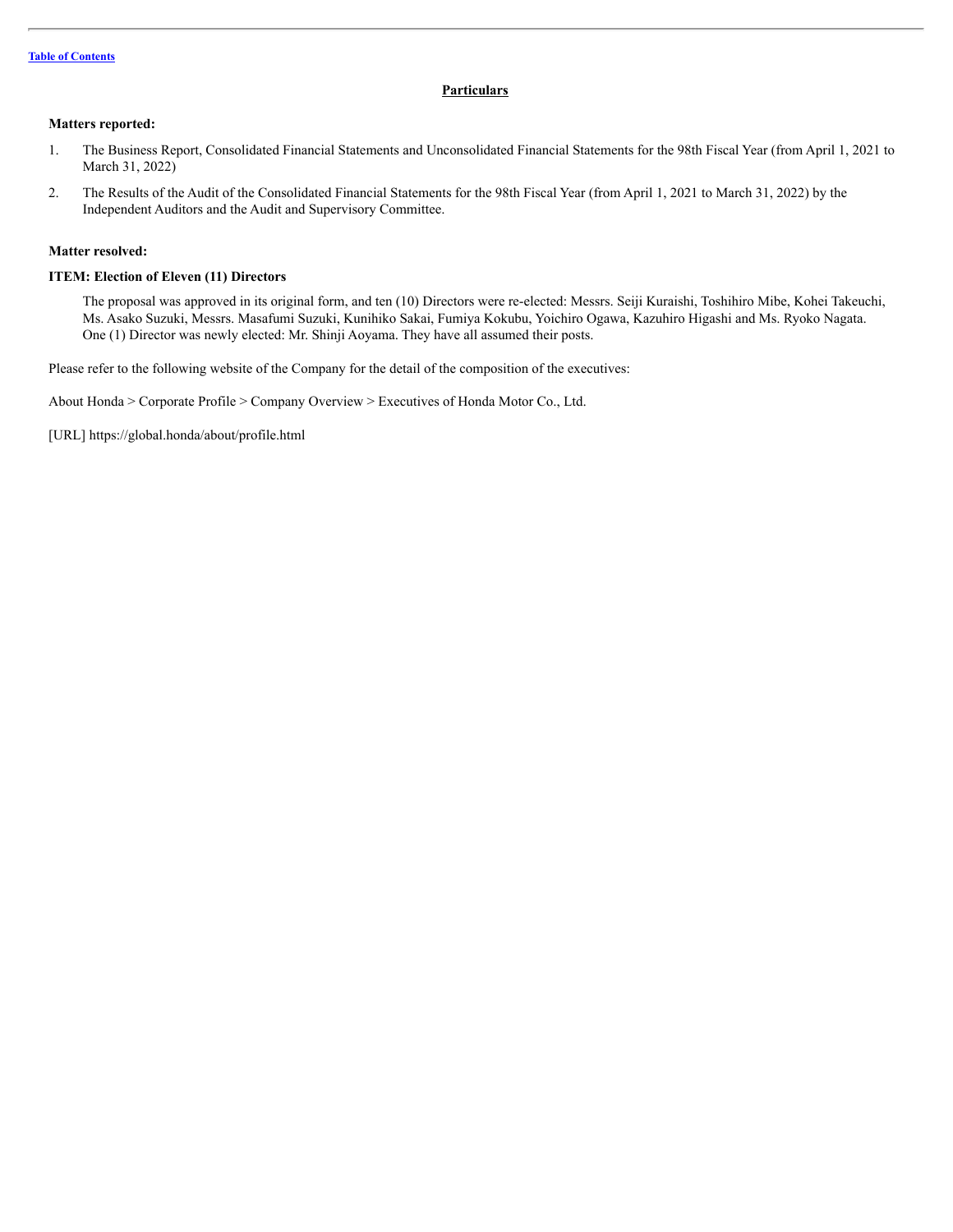## Particulars

**Matters reported:**

1. The Business Report, Consolidated Financial Statements and Unconsolidated Financial Statements for the 98th Fiscal Year (from April 1, 2021 to March 31, 2022)
2. The Results of the Audit of the Consolidated Financial Statements for the 98th Fiscal Year (from April 1, 2021 to March 31, 2022) by the Independent Auditors and the Audit and Supervisory Committee.

**Matter resolved:**

**ITEM: Election of Eleven (11) Directors**

The proposal was approved in its original form, and ten (10) Directors were re-elected: Messrs. Seiji Kuraishi, Toshihiro Mibe, Kohei Takeuchi, Ms. Asako Suzuki, Messrs. Masafumi Suzuki, Kunihiko Sakai, Fumiya Kokubu, Yoichiro Ogawa, Kazuhiro Higashi and Ms. Ryoko Nagata. One (1) Director was newly elected: Mr. Shinji Aoyama. They have all assumed their posts.

Please refer to the following website of the Company for the detail of the composition of the executives:

About Honda > Corporate Profile > Company Overview > Executives of Honda Motor Co., Ltd.

[URL] https://global.honda/about/profile.html